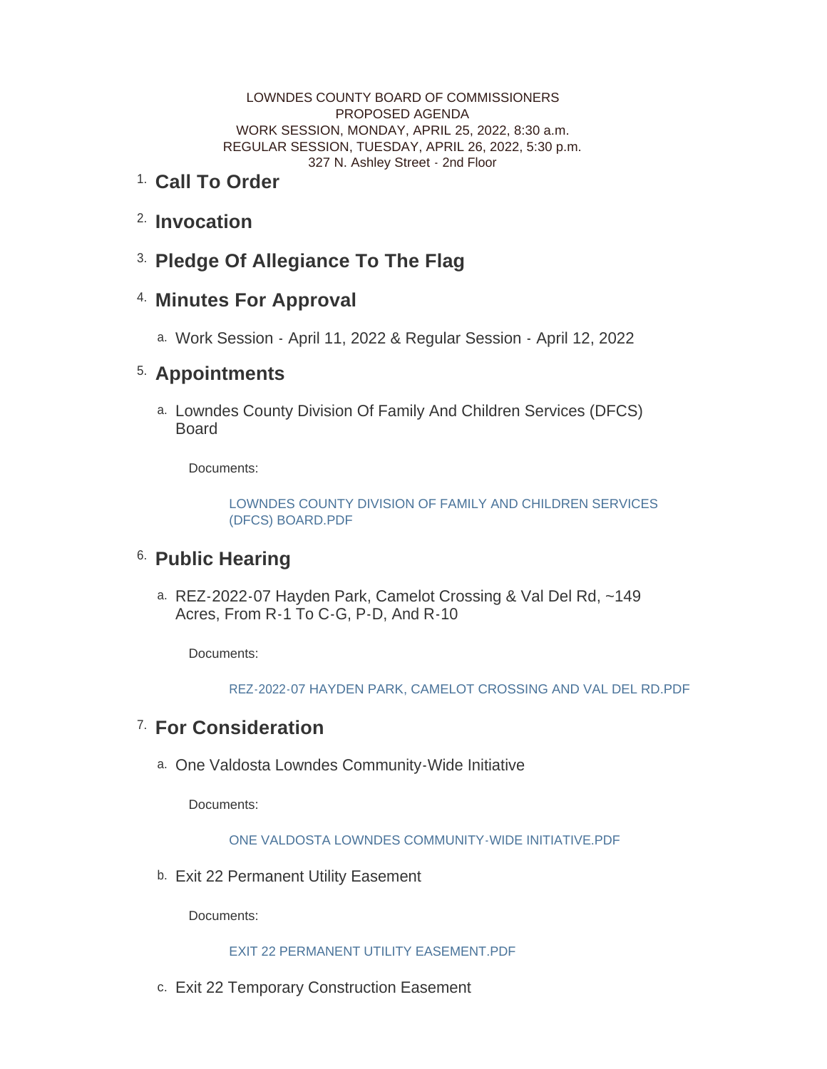LOWNDES COUNTY BOARD OF COMMISSIONERS
PROPOSED AGENDA
WORK SESSION, MONDAY, APRIL 25, 2022, 8:30 a.m.
REGULAR SESSION, TUESDAY, APRIL 26, 2022, 5:30 p.m.
327 N. Ashley Street - 2nd Floor

## 1. Call To Order

## 2. Invocation

## 3. Pledge Of Allegiance To The Flag

## 4. Minutes For Approval

a. Work Session - April 11, 2022 & Regular Session - April 12, 2022

## 5. Appointments

a. Lowndes County Division Of Family And Children Services (DFCS) Board

Documents:

LOWNDES COUNTY DIVISION OF FAMILY AND CHILDREN SERVICES (DFCS) BOARD.PDF

## 6. Public Hearing

a. REZ-2022-07 Hayden Park, Camelot Crossing & Val Del Rd, ~149 Acres, From R-1 To C-G, P-D, And R-10

Documents:

REZ-2022-07 HAYDEN PARK, CAMELOT CROSSING AND VAL DEL RD.PDF

## 7. For Consideration

a. One Valdosta Lowndes Community-Wide Initiative

Documents:

ONE VALDOSTA LOWNDES COMMUNITY-WIDE INITIATIVE.PDF

b. Exit 22 Permanent Utility Easement

Documents:

EXIT 22 PERMANENT UTILITY EASEMENT.PDF

c. Exit 22 Temporary Construction Easement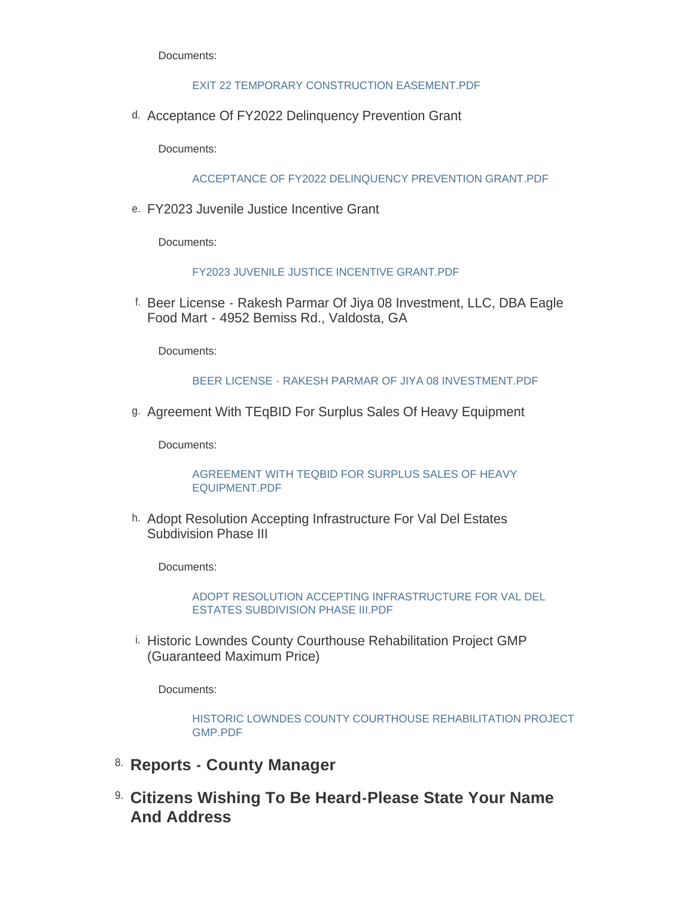Documents:

EXIT 22 TEMPORARY CONSTRUCTION EASEMENT.PDF

d. Acceptance Of FY2022 Delinquency Prevention Grant

Documents:

ACCEPTANCE OF FY2022 DELINQUENCY PREVENTION GRANT.PDF

e. FY2023 Juvenile Justice Incentive Grant

Documents:

FY2023 JUVENILE JUSTICE INCENTIVE GRANT.PDF

f. Beer License - Rakesh Parmar Of Jiya 08 Investment, LLC, DBA Eagle Food Mart - 4952 Bemiss Rd., Valdosta, GA

Documents:

BEER LICENSE - RAKESH PARMAR OF JIYA 08 INVESTMENT.PDF

g. Agreement With TEqBID For Surplus Sales Of Heavy Equipment

Documents:

AGREEMENT WITH TEQBID FOR SURPLUS SALES OF HEAVY EQUIPMENT.PDF

h. Adopt Resolution Accepting Infrastructure For Val Del Estates Subdivision Phase III

Documents:

ADOPT RESOLUTION ACCEPTING INFRASTRUCTURE FOR VAL DEL ESTATES SUBDIVISION PHASE III.PDF

i. Historic Lowndes County Courthouse Rehabilitation Project GMP (Guaranteed Maximum Price)

Documents:

HISTORIC LOWNDES COUNTY COURTHOUSE REHABILITATION PROJECT GMP.PDF

## 8. Reports - County Manager

## 9. Citizens Wishing To Be Heard-Please State Your Name And Address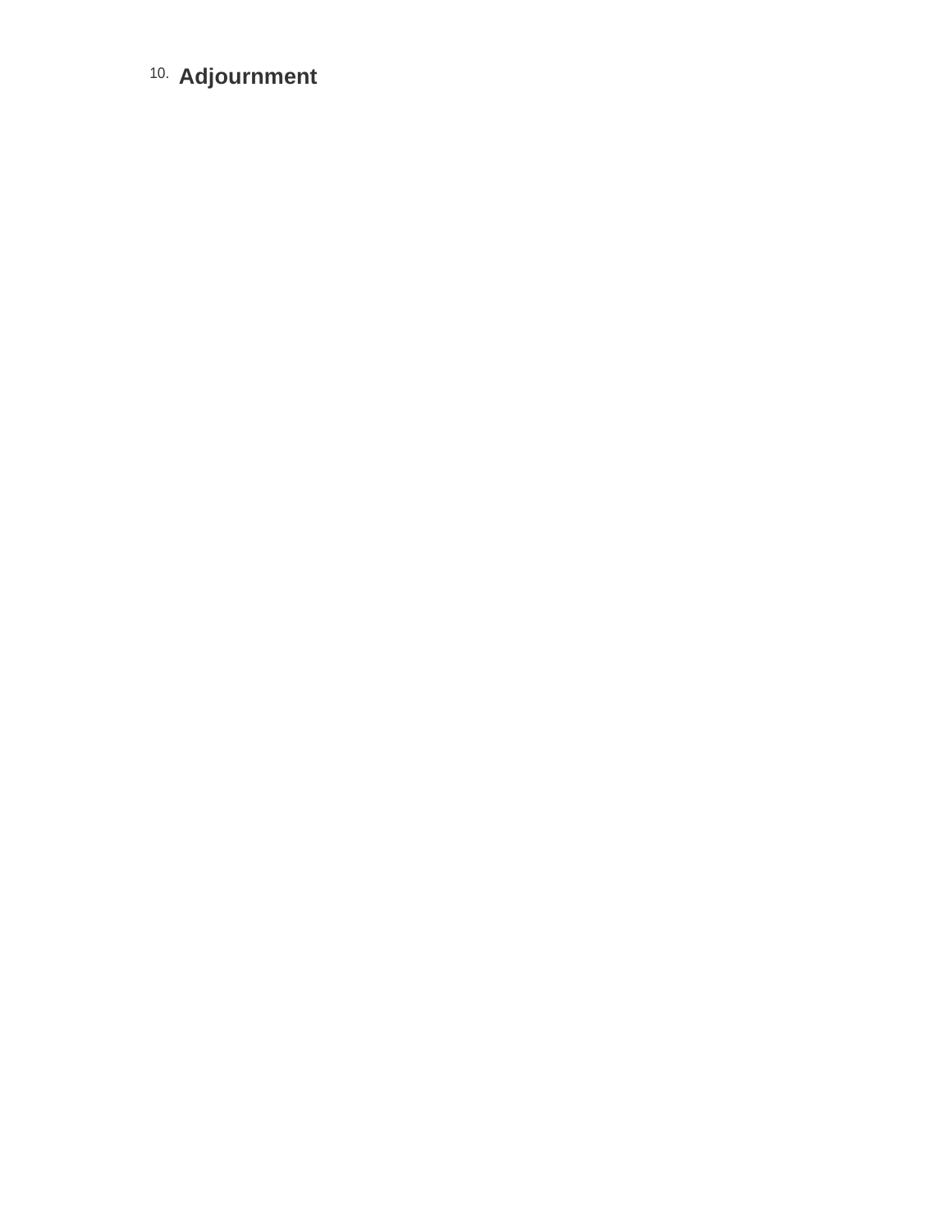10. **Adjournment**